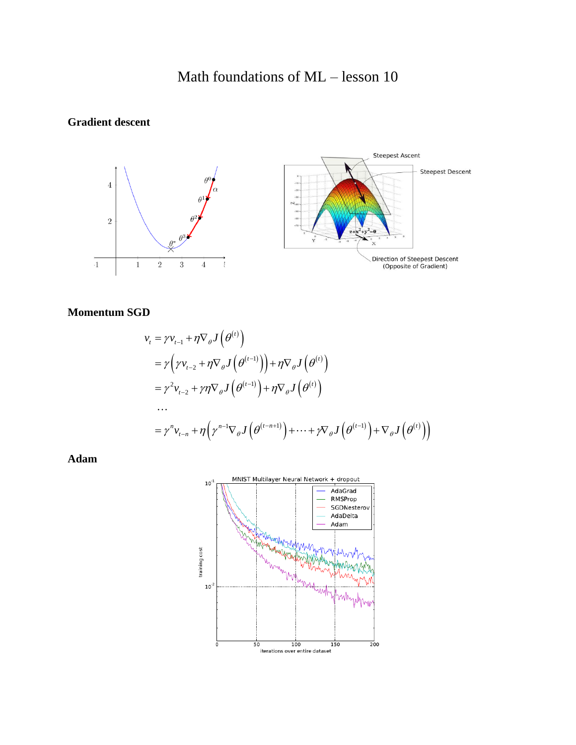# Math foundations of ML – lesson 10

## Gradient descent

## Momentum SGD

$$
\begin{aligned}
v_t &= \gamma v_{t-1} + \eta \nabla_\theta J\left(\theta^{(t)}\right) \\
&= \gamma\left(\gamma v_{t-2} + \eta \nabla_\theta J\left(\theta^{(t-1)}\right)\right) + \eta \nabla_\theta J\left(\theta^{(t)}\right) \\
&= \gamma^2 v_{t-2} + \gamma\eta \nabla_\theta J\left(\theta^{(t-1)}\right) + \eta \nabla_\theta J\left(\theta^{(t)}\right) \\
&\dots \\
&= \gamma^n v_{t-n} + \eta\left(\gamma^{n-1} \nabla_\theta J\left(\theta^{(t-n+1)}\right) + \cdots + \gamma \nabla_\theta J\left(\theta^{(t-1)}\right) + \nabla_\theta J\left(\theta^{(t)}\right)\right)
\end{aligned}
$$

## Adam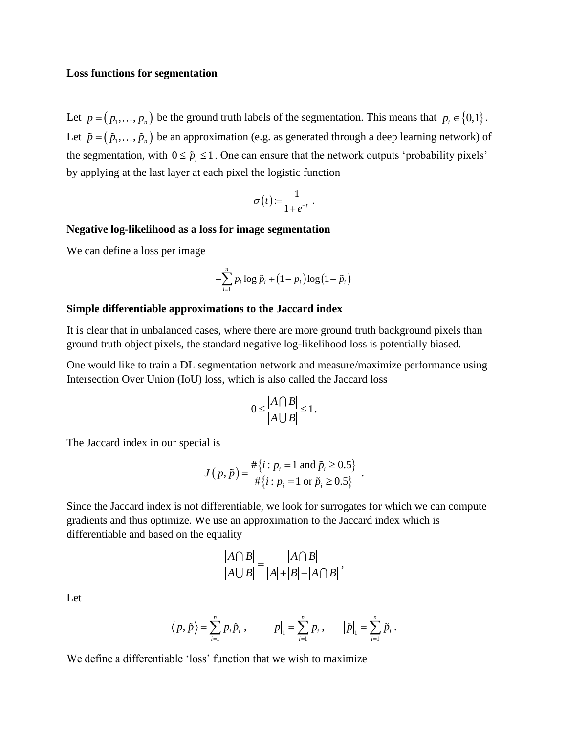**Loss functions for segmentation**

Let $p = (p_1, \ldots, p_n)$ be the ground truth labels of the segmentation. This means that $p_i \in \{0,1\}$. Let $\tilde{p} = (\tilde{p}_1, \ldots, \tilde{p}_n)$ be an approximation (e.g. as generated through a deep learning network) of the segmentation, with $0 \leq \tilde{p}_i \leq 1$. One can ensure that the network outputs 'probability pixels' by applying at the last layer at each pixel the logistic function

$$\sigma(t) := \frac{1}{1+e^{-t}} .$$

**Negative log-likelihood as a loss for image segmentation**

We can define a loss per image

$$-\sum_{i=1}^{n} p_i \log \tilde{p}_i + (1-p_i)\log(1-\tilde{p}_i)$$

**Simple differentiable approximations to the Jaccard index**

It is clear that in unbalanced cases, where there are more ground truth background pixels than ground truth object pixels, the standard negative log-likelihood loss is potentially biased.

One would like to train a DL segmentation network and measure/maximize performance using Intersection Over Union (IoU) loss, which is also called the Jaccard loss

$$0 \leq \frac{|A \cap B|}{|A \cup B|} \leq 1 .$$

The Jaccard index in our special is

$$J(p, \tilde{p}) = \frac{\#\{i : p_i = 1 \text{ and } \tilde{p}_i \geq 0.5\}}{\#\{i : p_i = 1 \text{ or } \tilde{p}_i \geq 0.5\}} .$$

Since the Jaccard index is not differentiable, we look for surrogates for which we can compute gradients and thus optimize. We use an approximation to the Jaccard index which is differentiable and based on the equality

$$\frac{|A \cap B|}{|A \cup B|} = \frac{|A \cap B|}{|A| + |B| - |A \cap B|} ,$$

Let

$$\langle p, \tilde{p} \rangle = \sum_{i=1}^{n} p_i \tilde{p}_i , \qquad |p|_1 = \sum_{i=1}^{n} p_i , \qquad |\tilde{p}|_1 = \sum_{i=1}^{n} \tilde{p}_i .$$

We define a differentiable 'loss' function that we wish to maximize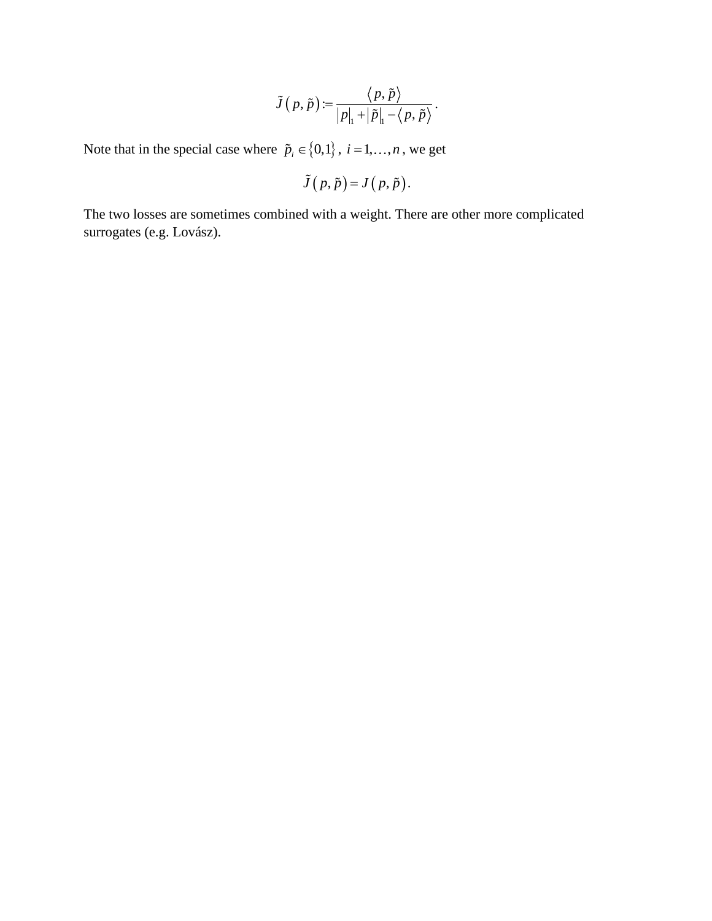$$\tilde{J}\left(p,\tilde{p}\right) := \frac{\left\langle p,\tilde{p}\right\rangle}{\left|p\right|_1 + \left|\tilde{p}\right|_1 - \left\langle p,\tilde{p}\right\rangle}.$$

Note that in the special case where $\tilde{p}_i \in \{0,1\}$, $i=1,\dots,n$, we get

$$\tilde{J}\left(p,\tilde{p}\right) = J\left(p,\tilde{p}\right).$$

The two losses are sometimes combined with a weight. There are other more complicated surrogates (e.g. Lovász).